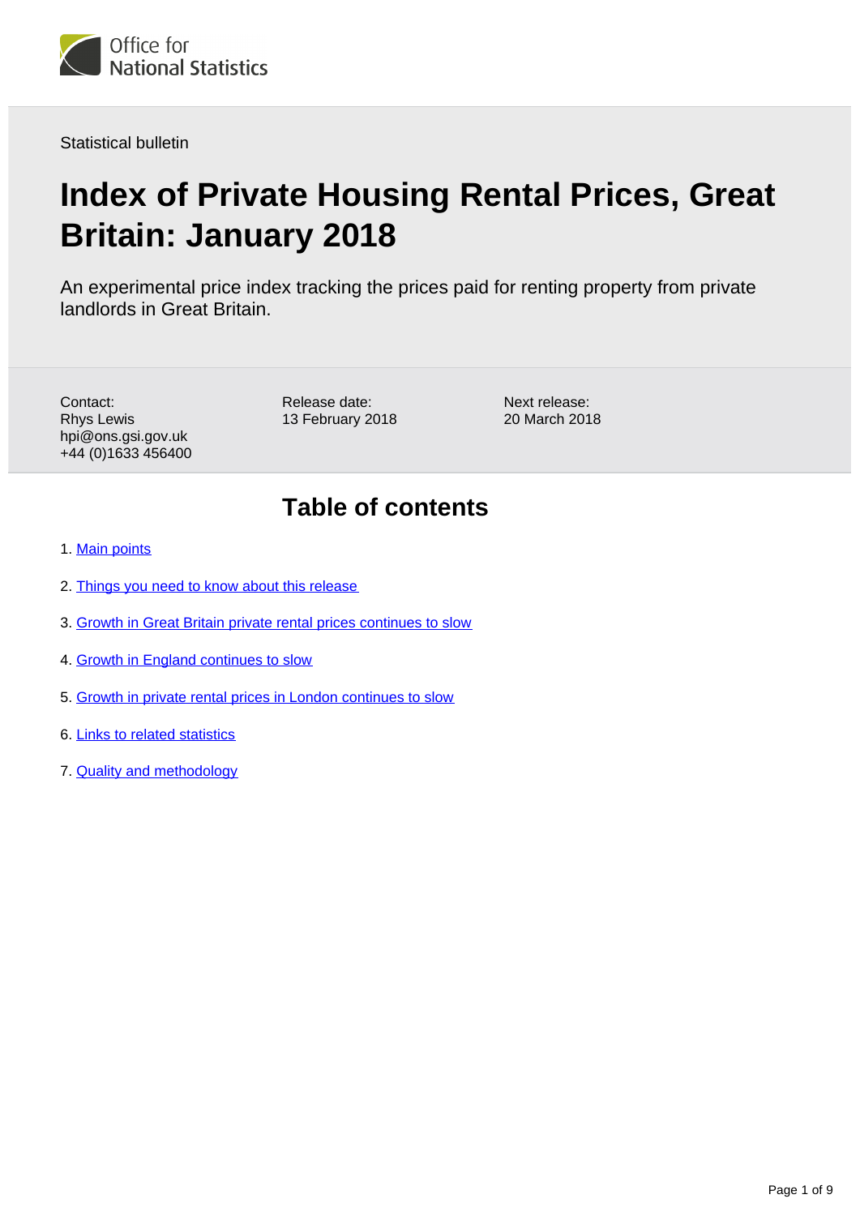Office for National Statistics

Statistical bulletin

# Index of Private Housing Rental Prices, Great Britain: January 2018

An experimental price index tracking the prices paid for renting property from private landlords in Great Britain.

Contact:
Rhys Lewis
hpi@ons.gsi.gov.uk
+44 (0)1633 456400

Release date:
13 February 2018

Next release:
20 March 2018

## Table of contents

1. Main points
2. Things you need to know about this release
3. Growth in Great Britain private rental prices continues to slow
4. Growth in England continues to slow
5. Growth in private rental prices in London continues to slow
6. Links to related statistics
7. Quality and methodology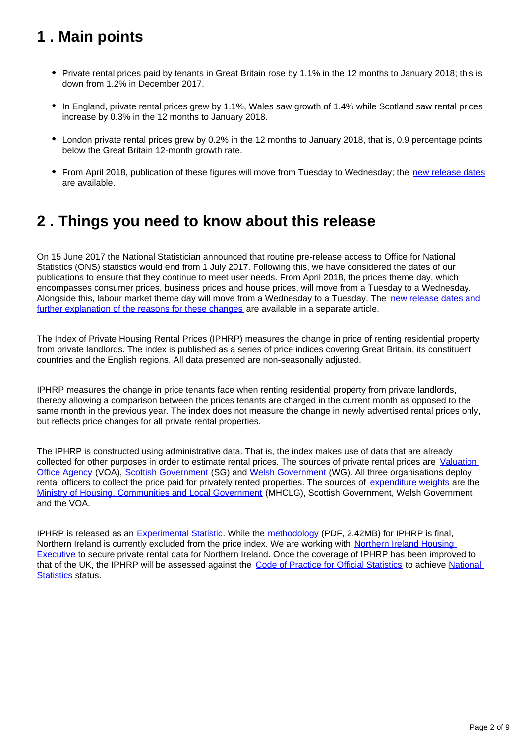## 1 . Main points

- Private rental prices paid by tenants in Great Britain rose by 1.1% in the 12 months to January 2018; this is down from 1.2% in December 2017.
- In England, private rental prices grew by 1.1%, Wales saw growth of 1.4% while Scotland saw rental prices increase by 0.3% in the 12 months to January 2018.
- London private rental prices grew by 0.2% in the 12 months to January 2018, that is, 0.9 percentage points below the Great Britain 12-month growth rate.
- From April 2018, publication of these figures will move from Tuesday to Wednesday; the new release dates are available.

## 2 . Things you need to know about this release

On 15 June 2017 the National Statistician announced that routine pre-release access to Office for National Statistics (ONS) statistics would end from 1 July 2017. Following this, we have considered the dates of our publications to ensure that they continue to meet user needs. From April 2018, the prices theme day, which encompasses consumer prices, business prices and house prices, will move from a Tuesday to a Wednesday. Alongside this, labour market theme day will move from a Wednesday to a Tuesday. The new release dates and further explanation of the reasons for these changes are available in a separate article.

The Index of Private Housing Rental Prices (IPHRP) measures the change in price of renting residential property from private landlords. The index is published as a series of price indices covering Great Britain, its constituent countries and the English regions. All data presented are non-seasonally adjusted.

IPHRP measures the change in price tenants face when renting residential property from private landlords, thereby allowing a comparison between the prices tenants are charged in the current month as opposed to the same month in the previous year. The index does not measure the change in newly advertised rental prices only, but reflects price changes for all private rental properties.

The IPHRP is constructed using administrative data. That is, the index makes use of data that are already collected for other purposes in order to estimate rental prices. The sources of private rental prices are Valuation Office Agency (VOA), Scottish Government (SG) and Welsh Government (WG). All three organisations deploy rental officers to collect the price paid for privately rented properties. The sources of expenditure weights are the Ministry of Housing, Communities and Local Government (MHCLG), Scottish Government, Welsh Government and the VOA.

IPHRP is released as an Experimental Statistic. While the methodology (PDF, 2.42MB) for IPHRP is final, Northern Ireland is currently excluded from the price index. We are working with Northern Ireland Housing Executive to secure private rental data for Northern Ireland. Once the coverage of IPHRP has been improved to that of the UK, the IPHRP will be assessed against the Code of Practice for Official Statistics to achieve National Statistics status.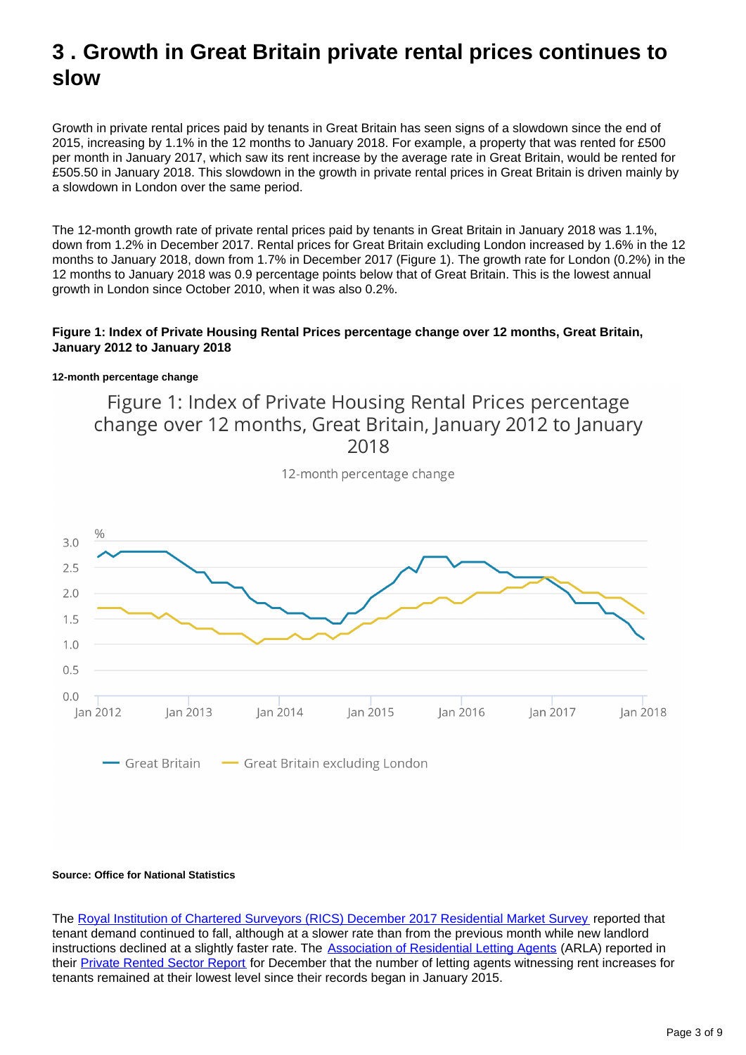# 3 . Growth in Great Britain private rental prices continues to slow

Growth in private rental prices paid by tenants in Great Britain has seen signs of a slowdown since the end of 2015, increasing by 1.1% in the 12 months to January 2018. For example, a property that was rented for £500 per month in January 2017, which saw its rent increase by the average rate in Great Britain, would be rented for £505.50 in January 2018. This slowdown in the growth in private rental prices in Great Britain is driven mainly by a slowdown in London over the same period.

The 12-month growth rate of private rental prices paid by tenants in Great Britain in January 2018 was 1.1%, down from 1.2% in December 2017. Rental prices for Great Britain excluding London increased by 1.6% in the 12 months to January 2018, down from 1.7% in December 2017 (Figure 1). The growth rate for London (0.2%) in the 12 months to January 2018 was 0.9 percentage points below that of Great Britain. This is the lowest annual growth in London since October 2010, when it was also 0.2%.

**Figure 1: Index of Private Housing Rental Prices percentage change over 12 months, Great Britain, January 2012 to January 2018**

**12-month percentage change**

**Source: Office for National Statistics**

The Royal Institution of Chartered Surveyors (RICS) December 2017 Residential Market Survey reported that tenant demand continued to fall, although at a slower rate than from the previous month while new landlord instructions declined at a slightly faster rate. The Association of Residential Letting Agents (ARLA) reported in their Private Rented Sector Report for December that the number of letting agents witnessing rent increases for tenants remained at their lowest level since their records began in January 2015.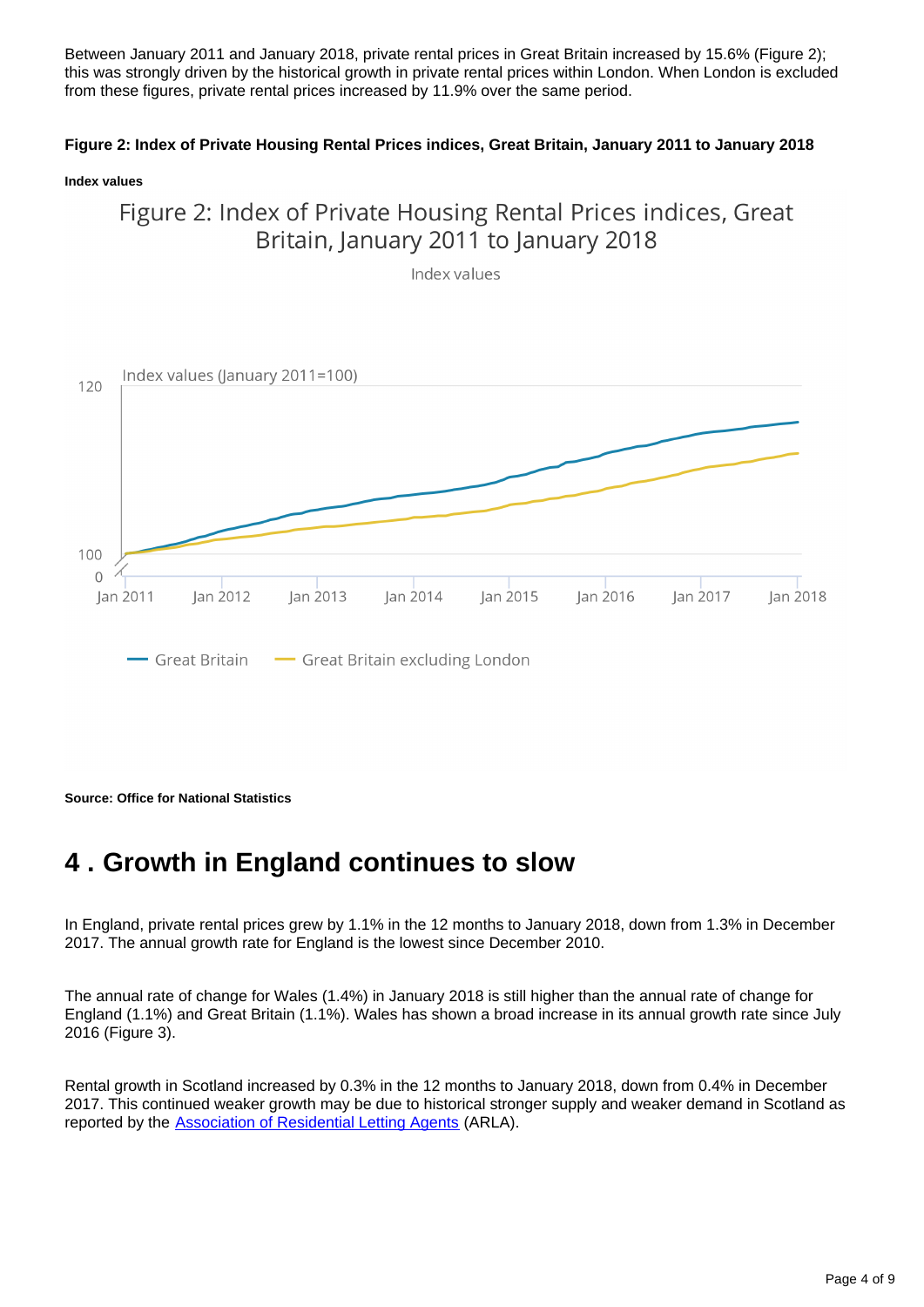Between January 2011 and January 2018, private rental prices in Great Britain increased by 15.6% (Figure 2); this was strongly driven by the historical growth in private rental prices within London. When London is excluded from these figures, private rental prices increased by 11.9% over the same period.

**Figure 2: Index of Private Housing Rental Prices indices, Great Britain, January 2011 to January 2018**

**Index values**

Figure 2: Index of Private Housing Rental Prices indices, Great Britain, January 2011 to January 2018

Index values

Index values (January 2011=100)

Great Britain — Great Britain excluding London

**Source: Office for National Statistics**

## 4 . Growth in England continues to slow

In England, private rental prices grew by 1.1% in the 12 months to January 2018, down from 1.3% in December 2017. The annual growth rate for England is the lowest since December 2010.

The annual rate of change for Wales (1.4%) in January 2018 is still higher than the annual rate of change for England (1.1%) and Great Britain (1.1%). Wales has shown a broad increase in its annual growth rate since July 2016 (Figure 3).

Rental growth in Scotland increased by 0.3% in the 12 months to January 2018, down from 0.4% in December 2017. This continued weaker growth may be due to historical stronger supply and weaker demand in Scotland as reported by the Association of Residential Letting Agents (ARLA).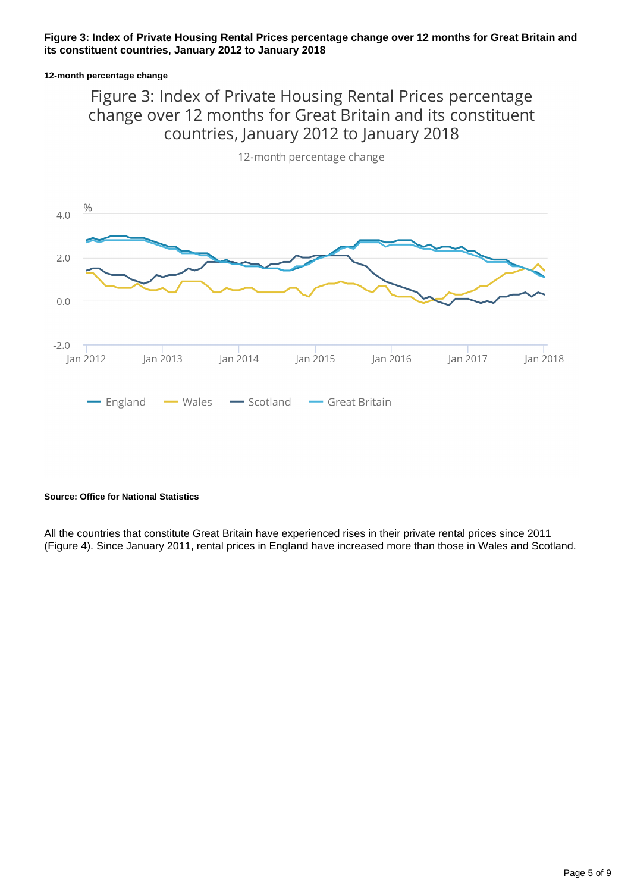**Figure 3: Index of Private Housing Rental Prices percentage change over 12 months for Great Britain and its constituent countries, January 2012 to January 2018**

**12-month percentage change**

Figure 3: Index of Private Housing Rental Prices percentage change over 12 months for Great Britain and its constituent countries, January 2012 to January 2018

12-month percentage change

**Source: Office for National Statistics**

All the countries that constitute Great Britain have experienced rises in their private rental prices since 2011 (Figure 4). Since January 2011, rental prices in England have increased more than those in Wales and Scotland.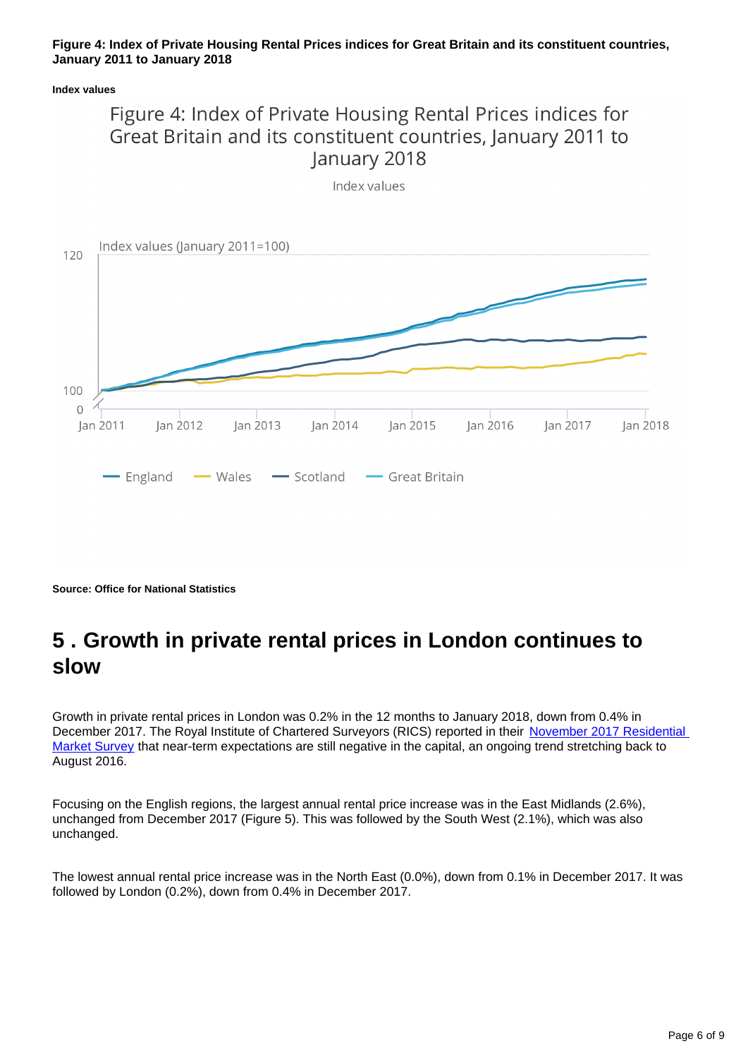**Figure 4: Index of Private Housing Rental Prices indices for Great Britain and its constituent countries, January 2011 to January 2018**

**Index values**

Figure 4: Index of Private Housing Rental Prices indices for Great Britain and its constituent countries, January 2011 to January 2018

Index values

Index values (January 2011=100)

England — Wales — Scotland — Great Britain

**Source: Office for National Statistics**

## 5 . Growth in private rental prices in London continues to slow

Growth in private rental prices in London was 0.2% in the 12 months to January 2018, down from 0.4% in December 2017. The Royal Institute of Chartered Surveyors (RICS) reported in their November 2017 Residential Market Survey that near-term expectations are still negative in the capital, an ongoing trend stretching back to August 2016.

Focusing on the English regions, the largest annual rental price increase was in the East Midlands (2.6%), unchanged from December 2017 (Figure 5). This was followed by the South West (2.1%), which was also unchanged.

The lowest annual rental price increase was in the North East (0.0%), down from 0.1% in December 2017. It was followed by London (0.2%), down from 0.4% in December 2017.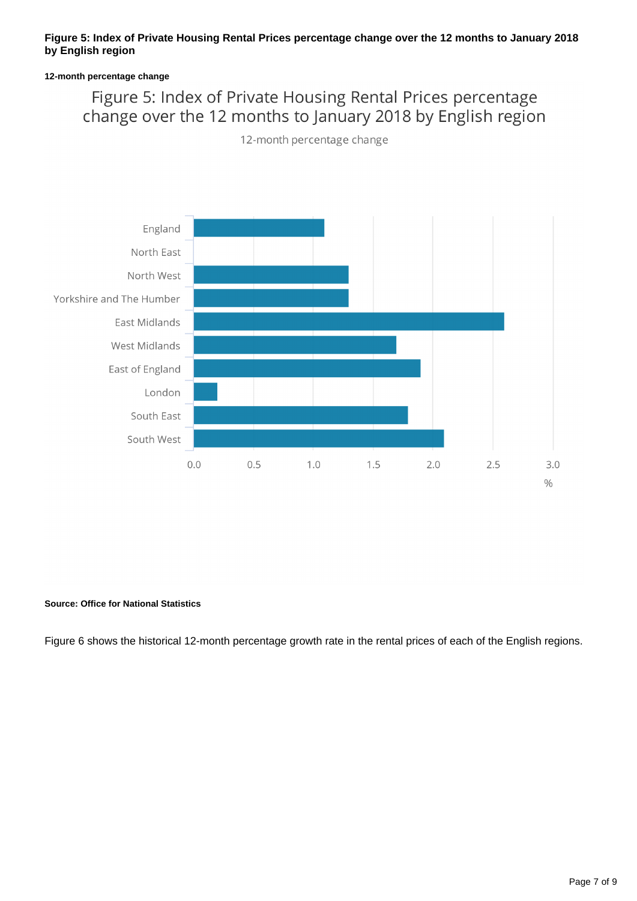**Figure 5: Index of Private Housing Rental Prices percentage change over the 12 months to January 2018 by English region**

**12-month percentage change**

Figure 5: Index of Private Housing Rental Prices percentage change over the 12 months to January 2018 by English region

12-month percentage change

| Region | % |
|---|---|
| England | 1.1 |
| North East | 0.0 |
| North West | 1.3 |
| Yorkshire and The Humber | 1.3 |
| East Midlands | 2.6 |
| West Midlands | 1.7 |
| East of England | 1.9 |
| London | 0.2 |
| South East | 1.8 |
| South West | 2.1 |

**Source: Office for National Statistics**

Figure 6 shows the historical 12-month percentage growth rate in the rental prices of each of the English regions.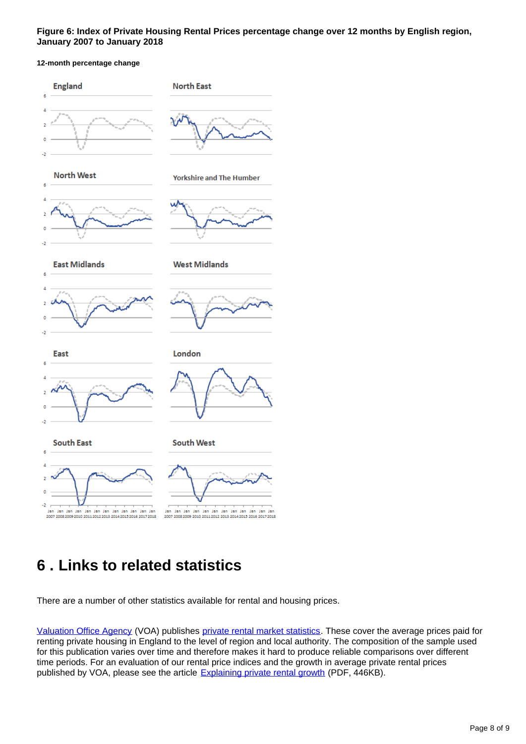**Figure 6: Index of Private Housing Rental Prices percentage change over 12 months by English region, January 2007 to January 2018**

**12-month percentage change**

# 6 . Links to related statistics

There are a number of other statistics available for rental and housing prices.

Valuation Office Agency (VOA) publishes private rental market statistics. These cover the average prices paid for renting private housing in England to the level of region and local authority. The composition of the sample used for this publication varies over time and therefore makes it hard to produce reliable comparisons over different time periods. For an evaluation of our rental price indices and the growth in average private rental prices published by VOA, please see the article Explaining private rental growth (PDF, 446KB).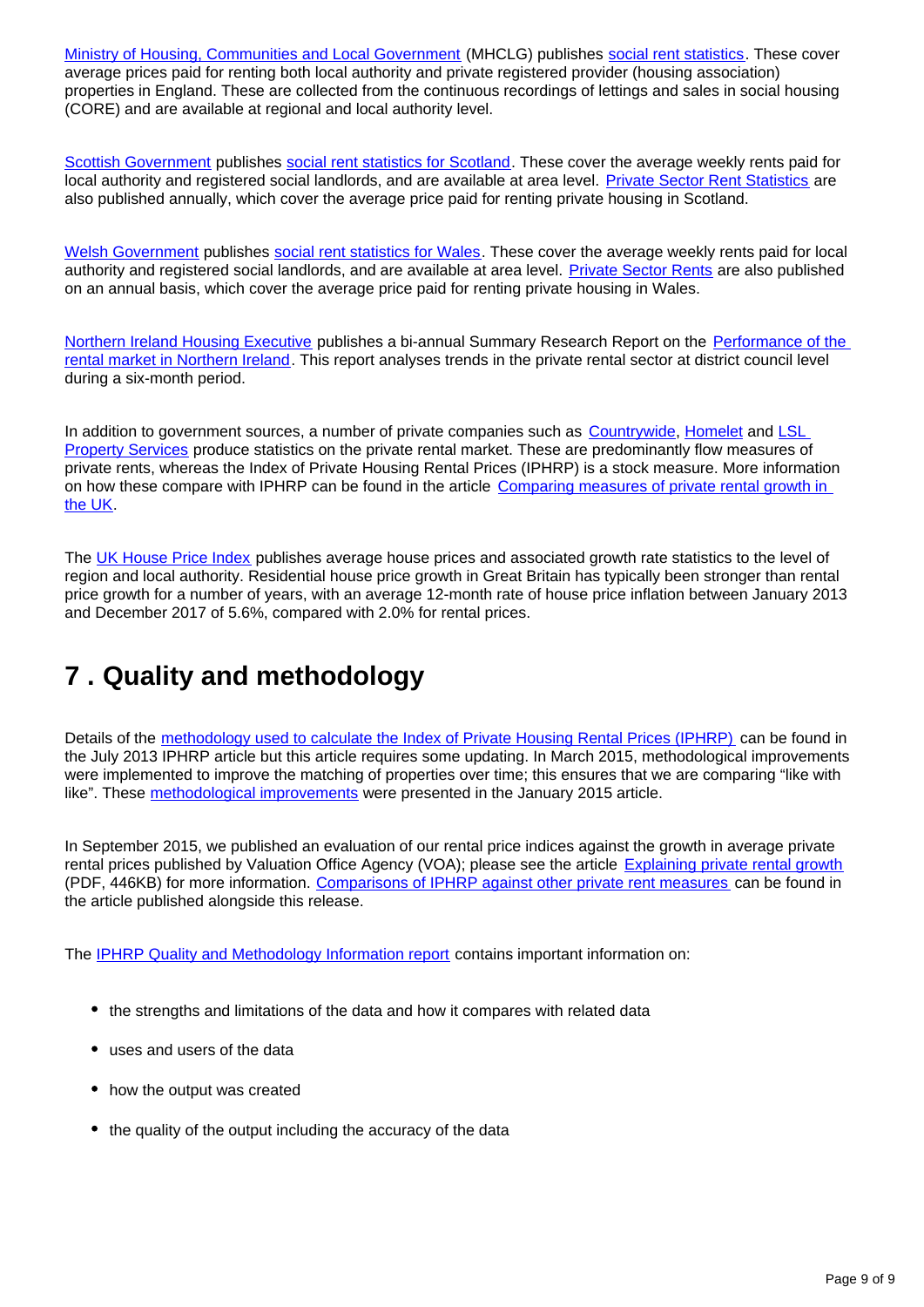Ministry of Housing, Communities and Local Government (MHCLG) publishes social rent statistics. These cover average prices paid for renting both local authority and private registered provider (housing association) properties in England. These are collected from the continuous recordings of lettings and sales in social housing (CORE) and are available at regional and local authority level.

Scottish Government publishes social rent statistics for Scotland. These cover the average weekly rents paid for local authority and registered social landlords, and are available at area level. Private Sector Rent Statistics are also published annually, which cover the average price paid for renting private housing in Scotland.

Welsh Government publishes social rent statistics for Wales. These cover the average weekly rents paid for local authority and registered social landlords, and are available at area level. Private Sector Rents are also published on an annual basis, which cover the average price paid for renting private housing in Wales.

Northern Ireland Housing Executive publishes a bi-annual Summary Research Report on the Performance of the rental market in Northern Ireland. This report analyses trends in the private rental sector at district council level during a six-month period.

In addition to government sources, a number of private companies such as Countrywide, Homelet and LSL Property Services produce statistics on the private rental market. These are predominantly flow measures of private rents, whereas the Index of Private Housing Rental Prices (IPHRP) is a stock measure. More information on how these compare with IPHRP can be found in the article Comparing measures of private rental growth in the UK.

The UK House Price Index publishes average house prices and associated growth rate statistics to the level of region and local authority. Residential house price growth in Great Britain has typically been stronger than rental price growth for a number of years, with an average 12-month rate of house price inflation between January 2013 and December 2017 of 5.6%, compared with 2.0% for rental prices.

# 7 . Quality and methodology

Details of the methodology used to calculate the Index of Private Housing Rental Prices (IPHRP) can be found in the July 2013 IPHRP article but this article requires some updating. In March 2015, methodological improvements were implemented to improve the matching of properties over time; this ensures that we are comparing "like with like". These methodological improvements were presented in the January 2015 article.

In September 2015, we published an evaluation of our rental price indices against the growth in average private rental prices published by Valuation Office Agency (VOA); please see the article Explaining private rental growth (PDF, 446KB) for more information. Comparisons of IPHRP against other private rent measures can be found in the article published alongside this release.

The IPHRP Quality and Methodology Information report contains important information on:

- the strengths and limitations of the data and how it compares with related data
- uses and users of the data
- how the output was created
- the quality of the output including the accuracy of the data